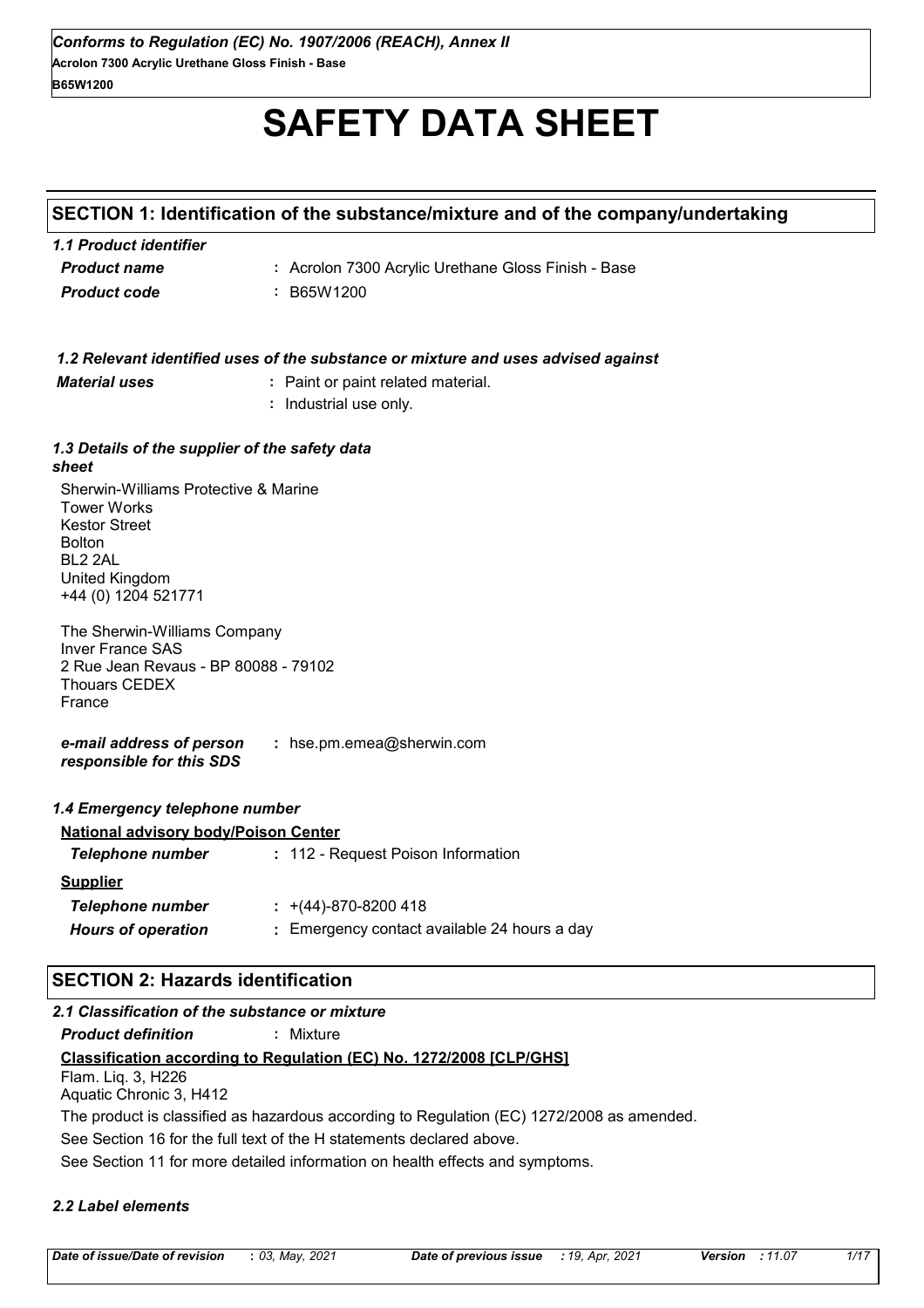# SAFETY DATA SHEET

## SECTION 1: Identification of the substance/mixture and of the company/undertaking

### *1.1 Product identifier*

***Product name*** : Acrolon 7300 Acrylic Urethane Gloss Finish - Base

***Product code*** : B65W1200

### *1.2 Relevant identified uses of the substance or mixture and uses advised against*

***Material uses*** : Paint or paint related material.
: Industrial use only.

### *1.3 Details of the supplier of the safety data sheet*

Sherwin-Williams Protective & Marine
Tower Works
Kestor Street
Bolton
BL2 2AL
United Kingdom
+44 (0) 1204 521771

The Sherwin-Williams Company
Inver France SAS
2 Rue Jean Revaus - BP 80088 - 79102
Thouars CEDEX
France

***e-mail address of person responsible for this SDS*** : hse.pm.emea@sherwin.com

### *1.4 Emergency telephone number*

**National advisory body/Poison Center**

***Telephone number*** : 112 - Request Poison Information

**Supplier**

***Telephone number*** : +(44)-870-8200 418

***Hours of operation*** : Emergency contact available 24 hours a day

## SECTION 2: Hazards identification

### *2.1 Classification of the substance or mixture*

***Product definition*** : Mixture

**Classification according to Regulation (EC) No. 1272/2008 [CLP/GHS]**

Flam. Liq. 3, H226
Aquatic Chronic 3, H412

The product is classified as hazardous according to Regulation (EC) 1272/2008 as amended.

See Section 16 for the full text of the H statements declared above.

See Section 11 for more detailed information on health effects and symptoms.

### *2.2 Label elements*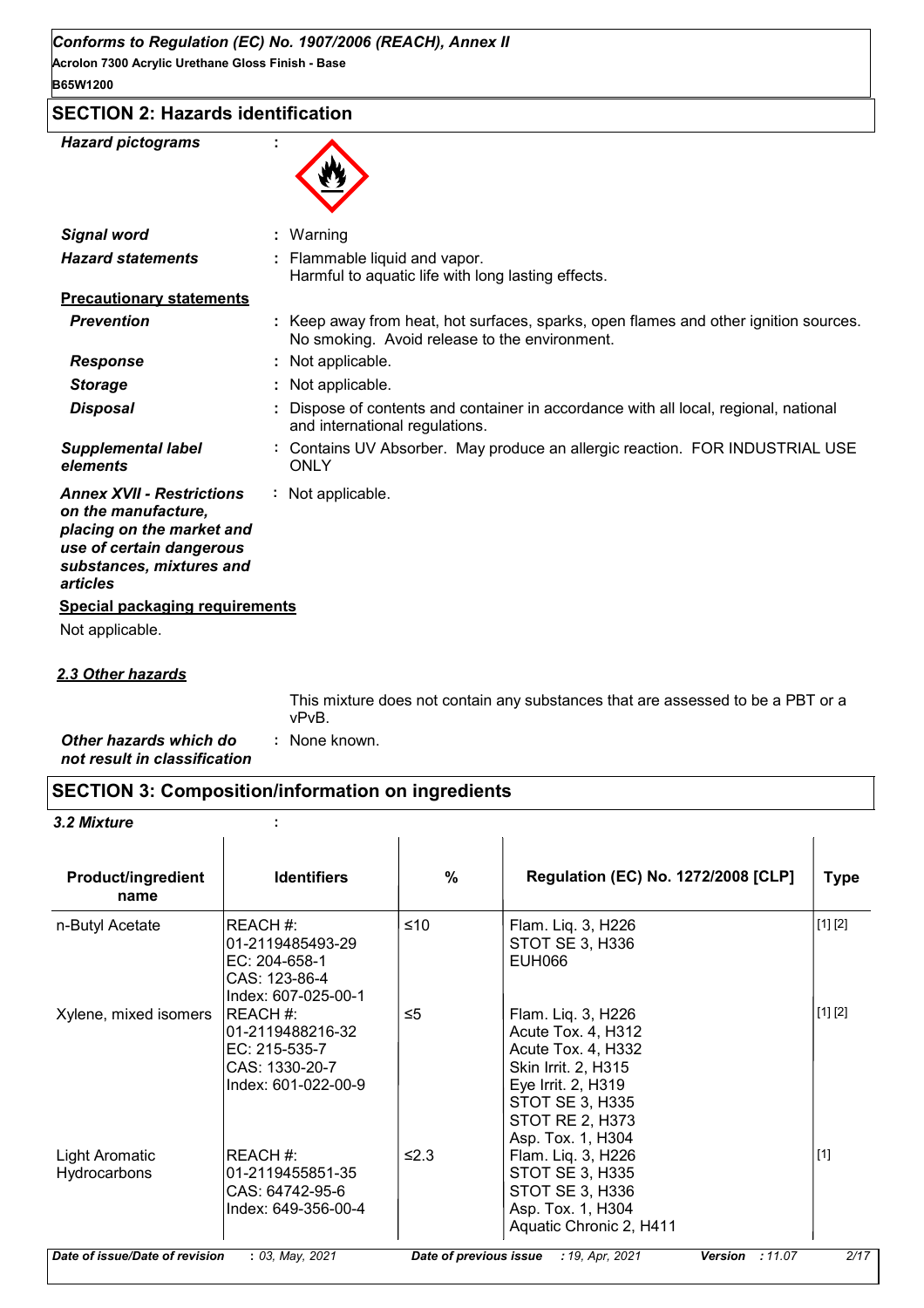## SECTION 2: Hazards identification

| | |
|---|---|
| ***Hazard pictograms*** | : |
| ***Signal word*** | : Warning |
| ***Hazard statements*** | : Flammable liquid and vapor. Harmful to aquatic life with long lasting effects. |

**Precautionary statements**

| | |
|---|---|
| ***Prevention*** | : Keep away from heat, hot surfaces, sparks, open flames and other ignition sources. No smoking. Avoid release to the environment. |
| ***Response*** | : Not applicable. |
| ***Storage*** | : Not applicable. |
| ***Disposal*** | : Dispose of contents and container in accordance with all local, regional, national and international regulations. |
| ***Supplemental label elements*** | : Contains UV Absorber. May produce an allergic reaction. FOR INDUSTRIAL USE ONLY |
| ***Annex XVII - Restrictions on the manufacture, placing on the market and use of certain dangerous substances, mixtures and articles*** | : Not applicable. |

**Special packaging requirements**

Not applicable.

***2.3 Other hazards***

This mixture does not contain any substances that are assessed to be a PBT or a vPvB.

| | |
|---|---|
| ***Other hazards which do not result in classification*** | : None known. |

## SECTION 3: Composition/information on ingredients

***3.2 Mixture*** :

| Product/ingredient name | Identifiers | % | Regulation (EC) No. 1272/2008 [CLP] | Type |
|---|---|---|---|---|
| n-Butyl Acetate | REACH #: 01-2119485493-29<br>EC: 204-658-1<br>CAS: 123-86-4<br>Index: 607-025-00-1 | ≤10 | Flam. Liq. 3, H226<br>STOT SE 3, H336<br>EUH066 | [1] [2] |
| Xylene, mixed isomers | REACH #: 01-2119488216-32<br>EC: 215-535-7<br>CAS: 1330-20-7<br>Index: 601-022-00-9 | ≤5 | Flam. Liq. 3, H226<br>Acute Tox. 4, H312<br>Acute Tox. 4, H332<br>Skin Irrit. 2, H315<br>Eye Irrit. 2, H319<br>STOT SE 3, H335<br>STOT RE 2, H373<br>Asp. Tox. 1, H304 | [1] [2] |
| Light Aromatic Hydrocarbons | REACH #: 01-2119455851-35<br>CAS: 64742-95-6<br>Index: 649-356-00-4 | ≤2.3 | Flam. Liq. 3, H226<br>STOT SE 3, H335<br>STOT SE 3, H336<br>Asp. Tox. 1, H304<br>Aquatic Chronic 2, H411 | [1] |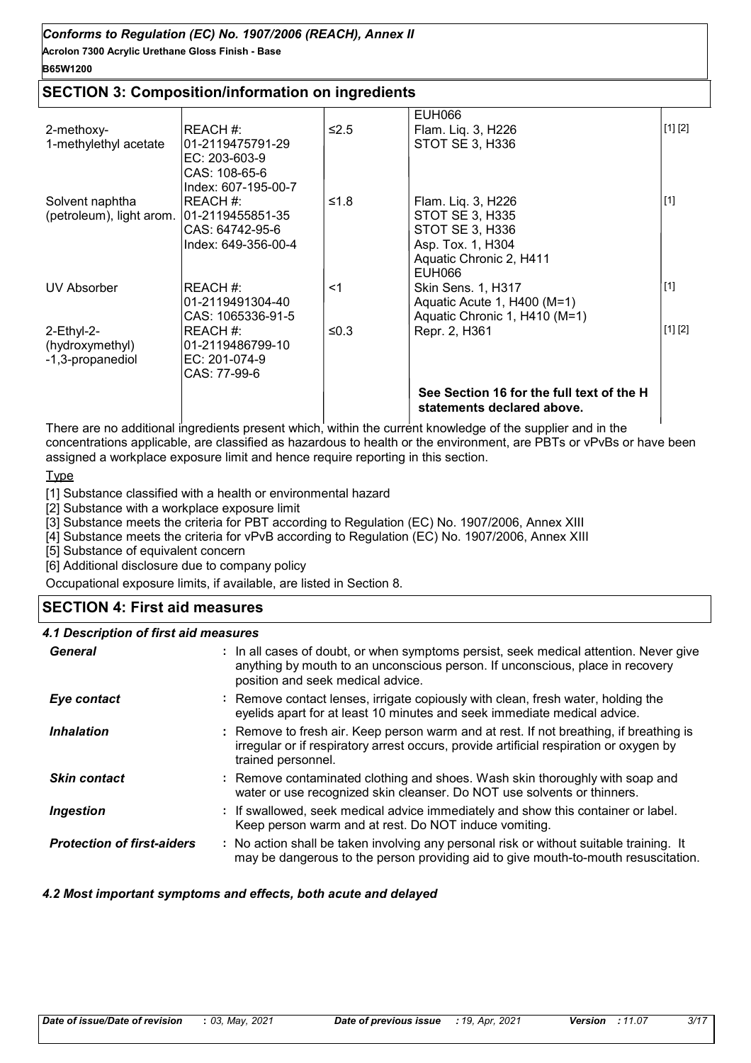## SECTION 3: Composition/information on ingredients

| | | | | |
|---|---|---|---|---|
| | | | EUH066 | |
| 2-methoxy-1-methylethyl acetate | REACH #: 01-2119475791-29<br>EC: 203-603-9<br>CAS: 108-65-6<br>Index: 607-195-00-7 | ≤2.5 | Flam. Liq. 3, H226<br>STOT SE 3, H336 | [1] [2] |
| Solvent naphtha (petroleum), light arom. | REACH #: 01-2119455851-35<br>CAS: 64742-95-6<br>Index: 649-356-00-4 | ≤1.8 | Flam. Liq. 3, H226<br>STOT SE 3, H335<br>STOT SE 3, H336<br>Asp. Tox. 1, H304<br>Aquatic Chronic 2, H411<br>EUH066 | [1] |
| UV Absorber | REACH #: 01-2119491304-40<br>CAS: 1065336-91-5 | <1 | Skin Sens. 1, H317<br>Aquatic Acute 1, H400 (M=1)<br>Aquatic Chronic 1, H410 (M=1) | [1] |
| 2-Ethyl-2-(hydroxymethyl)-1,3-propanediol | REACH #: 01-2119486799-10<br>EC: 201-074-9<br>CAS: 77-99-6 | ≤0.3 | Repr. 2, H361 | [1] [2] |
| | | | **See Section 16 for the full text of the H statements declared above.** | |

There are no additional ingredients present which, within the current knowledge of the supplier and in the concentrations applicable, are classified as hazardous to health or the environment, are PBTs or vPvBs or have been assigned a workplace exposure limit and hence require reporting in this section.

Type

[1] Substance classified with a health or environmental hazard

[2] Substance with a workplace exposure limit

[3] Substance meets the criteria for PBT according to Regulation (EC) No. 1907/2006, Annex XIII

[4] Substance meets the criteria for vPvB according to Regulation (EC) No. 1907/2006, Annex XIII

[5] Substance of equivalent concern

[6] Additional disclosure due to company policy

Occupational exposure limits, if available, are listed in Section 8.

## SECTION 4: First aid measures

### 4.1 Description of first aid measures

***General*** : In all cases of doubt, or when symptoms persist, seek medical attention. Never give anything by mouth to an unconscious person. If unconscious, place in recovery position and seek medical advice.

***Eye contact*** : Remove contact lenses, irrigate copiously with clean, fresh water, holding the eyelids apart for at least 10 minutes and seek immediate medical advice.

***Inhalation*** : Remove to fresh air. Keep person warm and at rest. If not breathing, if breathing is irregular or if respiratory arrest occurs, provide artificial respiration or oxygen by trained personnel.

***Skin contact*** : Remove contaminated clothing and shoes. Wash skin thoroughly with soap and water or use recognized skin cleanser. Do NOT use solvents or thinners.

***Ingestion*** : If swallowed, seek medical advice immediately and show this container or label. Keep person warm and at rest. Do NOT induce vomiting.

***Protection of first-aiders*** : No action shall be taken involving any personal risk or without suitable training. It may be dangerous to the person providing aid to give mouth-to-mouth resuscitation.

### 4.2 Most important symptoms and effects, both acute and delayed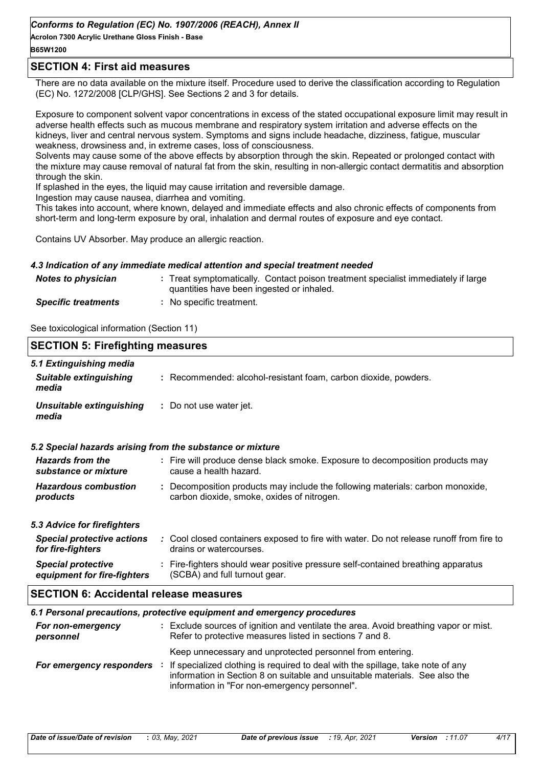## SECTION 4: First aid measures

There are no data available on the mixture itself. Procedure used to derive the classification according to Regulation (EC) No. 1272/2008 [CLP/GHS]. See Sections 2 and 3 for details.

Exposure to component solvent vapor concentrations in excess of the stated occupational exposure limit may result in adverse health effects such as mucous membrane and respiratory system irritation and adverse effects on the kidneys, liver and central nervous system. Symptoms and signs include headache, dizziness, fatigue, muscular weakness, drowsiness and, in extreme cases, loss of consciousness.
Solvents may cause some of the above effects by absorption through the skin. Repeated or prolonged contact with the mixture may cause removal of natural fat from the skin, resulting in non-allergic contact dermatitis and absorption through the skin.
If splashed in the eyes, the liquid may cause irritation and reversible damage.
Ingestion may cause nausea, diarrhea and vomiting.
This takes into account, where known, delayed and immediate effects and also chronic effects of components from short-term and long-term exposure by oral, inhalation and dermal routes of exposure and eye contact.

Contains UV Absorber. May produce an allergic reaction.

### *4.3 Indication of any immediate medical attention and special treatment needed*

| | |
|---|---|
| ***Notes to physician*** | : Treat symptomatically. Contact poison treatment specialist immediately if large quantities have been ingested or inhaled. |
| ***Specific treatments*** | : No specific treatment. |

See toxicological information (Section 11)

## SECTION 5: Firefighting measures

### *5.1 Extinguishing media*

| | |
|---|---|
| ***Suitable extinguishing media*** | : Recommended: alcohol-resistant foam, carbon dioxide, powders. |
| ***Unsuitable extinguishing media*** | : Do not use water jet. |

### *5.2 Special hazards arising from the substance or mixture*

| | |
|---|---|
| ***Hazards from the substance or mixture*** | : Fire will produce dense black smoke. Exposure to decomposition products may cause a health hazard. |
| ***Hazardous combustion products*** | : Decomposition products may include the following materials: carbon monoxide, carbon dioxide, smoke, oxides of nitrogen. |

### *5.3 Advice for firefighters*

| | |
|---|---|
| ***Special protective actions for fire-fighters*** | : Cool closed containers exposed to fire with water. Do not release runoff from fire to drains or watercourses. |
| ***Special protective equipment for fire-fighters*** | : Fire-fighters should wear positive pressure self-contained breathing apparatus (SCBA) and full turnout gear. |

## SECTION 6: Accidental release measures

### *6.1 Personal precautions, protective equipment and emergency procedures*

| | |
|---|---|
| ***For non-emergency personnel*** | : Exclude sources of ignition and ventilate the area. Avoid breathing vapor or mist. Refer to protective measures listed in sections 7 and 8. Keep unnecessary and unprotected personnel from entering. |
| ***For emergency responders*** | : If specialized clothing is required to deal with the spillage, take note of any information in Section 8 on suitable and unsuitable materials. See also the information in "For non-emergency personnel". |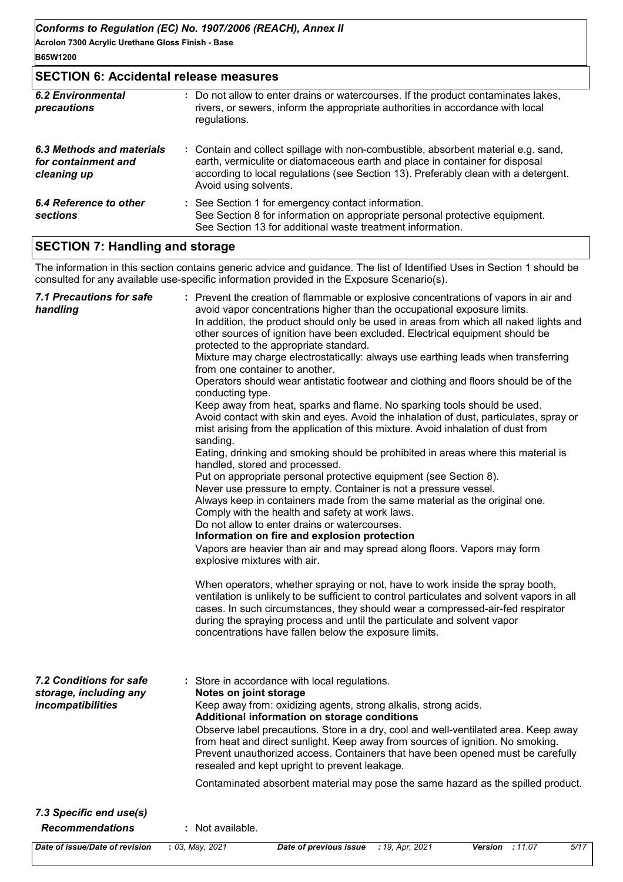## SECTION 6: Accidental release measures

| | |
|---|---|
| ***6.2 Environmental precautions*** | : Do not allow to enter drains or watercourses. If the product contaminates lakes, rivers, or sewers, inform the appropriate authorities in accordance with local regulations. |
| ***6.3 Methods and materials for containment and cleaning up*** | : Contain and collect spillage with non-combustible, absorbent material e.g. sand, earth, vermiculite or diatomaceous earth and place in container for disposal according to local regulations (see Section 13). Preferably clean with a detergent. Avoid using solvents. |
| ***6.4 Reference to other sections*** | : See Section 1 for emergency contact information. See Section 8 for information on appropriate personal protective equipment. See Section 13 for additional waste treatment information. |

## SECTION 7: Handling and storage

The information in this section contains generic advice and guidance. The list of Identified Uses in Section 1 should be consulted for any available use-specific information provided in the Exposure Scenario(s).

***7.1 Precautions for safe handling***

: Prevent the creation of flammable or explosive concentrations of vapors in air and avoid vapor concentrations higher than the occupational exposure limits.
In addition, the product should only be used in areas from which all naked lights and other sources of ignition have been excluded. Electrical equipment should be protected to the appropriate standard.
Mixture may charge electrostatically: always use earthing leads when transferring from one container to another.
Operators should wear antistatic footwear and clothing and floors should be of the conducting type.
Keep away from heat, sparks and flame. No sparking tools should be used.
Avoid contact with skin and eyes. Avoid the inhalation of dust, particulates, spray or mist arising from the application of this mixture. Avoid inhalation of dust from sanding.
Eating, drinking and smoking should be prohibited in areas where this material is handled, stored and processed.
Put on appropriate personal protective equipment (see Section 8).
Never use pressure to empty. Container is not a pressure vessel.
Always keep in containers made from the same material as the original one.
Comply with the health and safety at work laws.
Do not allow to enter drains or watercourses.

**Information on fire and explosion protection**

Vapors are heavier than air and may spread along floors. Vapors may form explosive mixtures with air.

When operators, whether spraying or not, have to work inside the spray booth, ventilation is unlikely to be sufficient to control particulates and solvent vapors in all cases. In such circumstances, they should wear a compressed-air-fed respirator during the spraying process and until the particulate and solvent vapor concentrations have fallen below the exposure limits.

***7.2 Conditions for safe storage, including any incompatibilities***

: Store in accordance with local regulations.

**Notes on joint storage**

Keep away from: oxidizing agents, strong alkalis, strong acids.

**Additional information on storage conditions**

Observe label precautions. Store in a dry, cool and well-ventilated area. Keep away from heat and direct sunlight. Keep away from sources of ignition. No smoking. Prevent unauthorized access. Containers that have been opened must be carefully resealed and kept upright to prevent leakage.

Contaminated absorbent material may pose the same hazard as the spilled product.

***7.3 Specific end use(s)***

| | |
|---|---|
| ***Recommendations*** | : Not available. |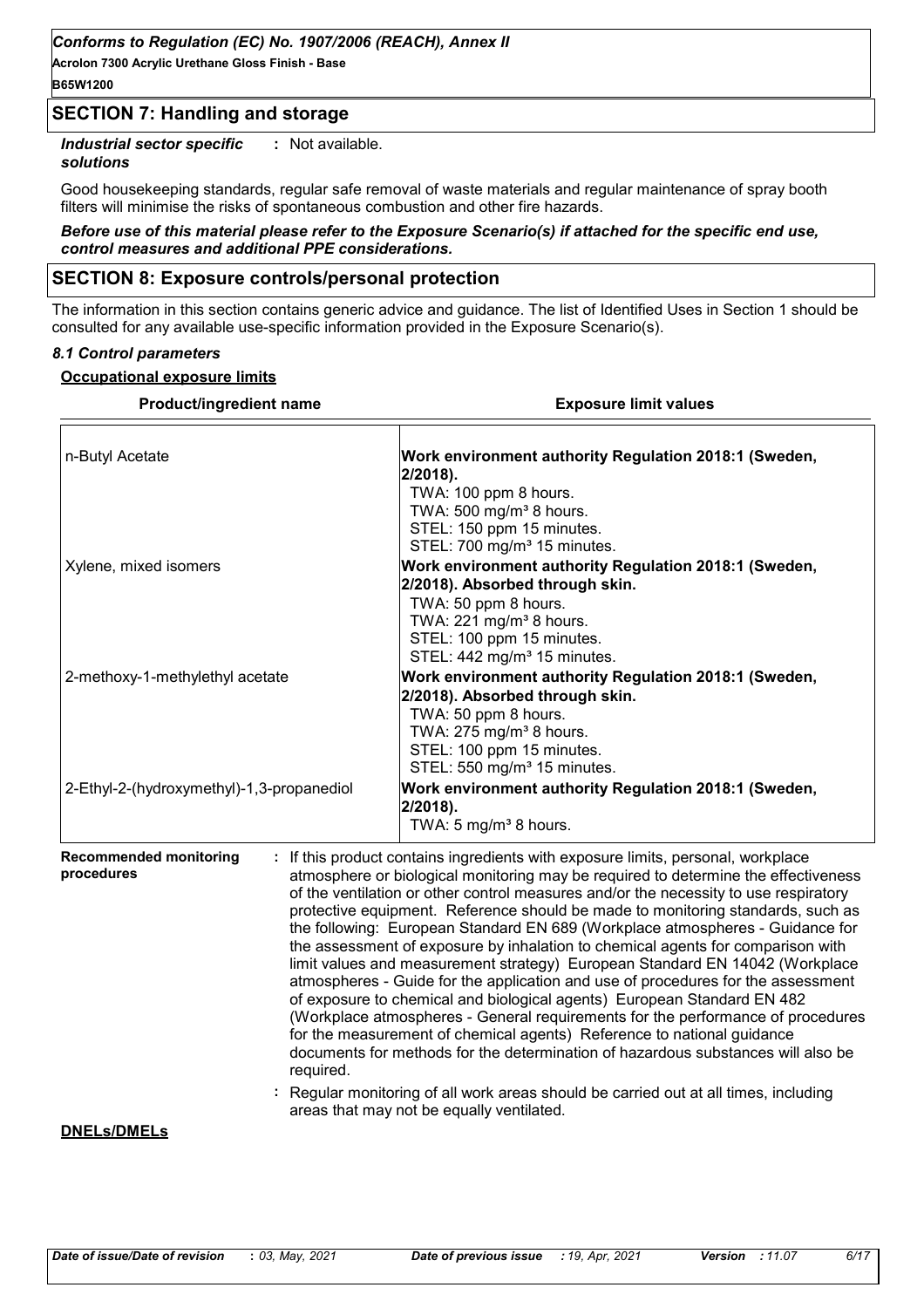## SECTION 7: Handling and storage

***Industrial sector specific solutions*** : Not available.

Good housekeeping standards, regular safe removal of waste materials and regular maintenance of spray booth filters will minimise the risks of spontaneous combustion and other fire hazards.

***Before use of this material please refer to the Exposure Scenario(s) if attached for the specific end use, control measures and additional PPE considerations.***

## SECTION 8: Exposure controls/personal protection

The information in this section contains generic advice and guidance. The list of Identified Uses in Section 1 should be consulted for any available use-specific information provided in the Exposure Scenario(s).

### *8.1 Control parameters*

**Occupational exposure limits**

| Product/ingredient name | Exposure limit values |
| --- | --- |
| n-Butyl Acetate | **Work environment authority Regulation 2018:1 (Sweden, 2/2018).**<br>TWA: 100 ppm 8 hours.<br>TWA: 500 mg/m³ 8 hours.<br>STEL: 150 ppm 15 minutes.<br>STEL: 700 mg/m³ 15 minutes. |
| Xylene, mixed isomers | **Work environment authority Regulation 2018:1 (Sweden, 2/2018). Absorbed through skin.**<br>TWA: 50 ppm 8 hours.<br>TWA: 221 mg/m³ 8 hours.<br>STEL: 100 ppm 15 minutes.<br>STEL: 442 mg/m³ 15 minutes. |
| 2-methoxy-1-methylethyl acetate | **Work environment authority Regulation 2018:1 (Sweden, 2/2018). Absorbed through skin.**<br>TWA: 50 ppm 8 hours.<br>TWA: 275 mg/m³ 8 hours.<br>STEL: 100 ppm 15 minutes.<br>STEL: 550 mg/m³ 15 minutes. |
| 2-Ethyl-2-(hydroxymethyl)-1,3-propanediol | **Work environment authority Regulation 2018:1 (Sweden, 2/2018).**<br>TWA: 5 mg/m³ 8 hours. |

**Recommended monitoring procedures** : If this product contains ingredients with exposure limits, personal, workplace atmosphere or biological monitoring may be required to determine the effectiveness of the ventilation or other control measures and/or the necessity to use respiratory protective equipment. Reference should be made to monitoring standards, such as the following: European Standard EN 689 (Workplace atmospheres - Guidance for the assessment of exposure by inhalation to chemical agents for comparison with limit values and measurement strategy) European Standard EN 14042 (Workplace atmospheres - Guide for the application and use of procedures for the assessment of exposure to chemical and biological agents) European Standard EN 482 (Workplace atmospheres - General requirements for the performance of procedures for the measurement of chemical agents) Reference to national guidance documents for methods for the determination of hazardous substances will also be required.

: Regular monitoring of all work areas should be carried out at all times, including areas that may not be equally ventilated.

**DNELs/DMELs**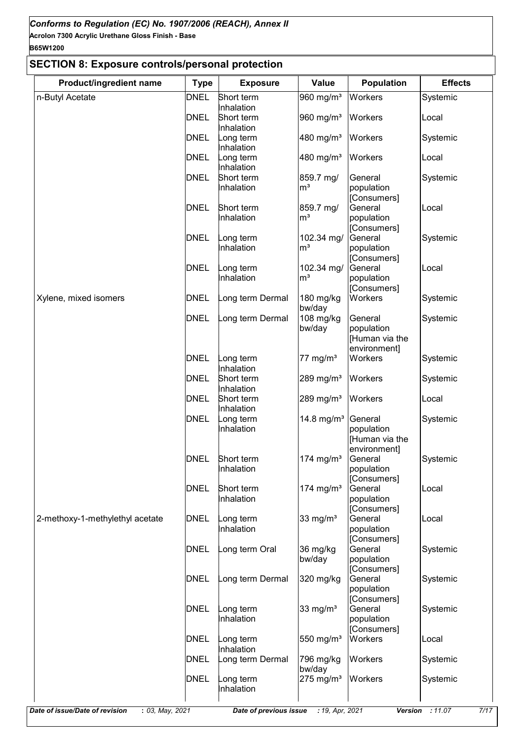## SECTION 8: Exposure controls/personal protection

| Product/ingredient name | Type | Exposure | Value | Population | Effects |
|---|---|---|---|---|---|
| n-Butyl Acetate | DNEL | Short term Inhalation | 960 mg/m³ | Workers | Systemic |
| | DNEL | Short term Inhalation | 960 mg/m³ | Workers | Local |
| | DNEL | Long term Inhalation | 480 mg/m³ | Workers | Systemic |
| | DNEL | Long term Inhalation | 480 mg/m³ | Workers | Local |
| | DNEL | Short term Inhalation | 859.7 mg/m³ | General population [Consumers] | Systemic |
| | DNEL | Short term Inhalation | 859.7 mg/m³ | General population [Consumers] | Local |
| | DNEL | Long term Inhalation | 102.34 mg/m³ | General population [Consumers] | Systemic |
| | DNEL | Long term Inhalation | 102.34 mg/m³ | General population [Consumers] | Local |
| Xylene, mixed isomers | DNEL | Long term Dermal | 180 mg/kg bw/day | Workers | Systemic |
| | DNEL | Long term Dermal | 108 mg/kg bw/day | General population [Human via the environment] | Systemic |
| | DNEL | Long term Inhalation | 77 mg/m³ | Workers | Systemic |
| | DNEL | Short term Inhalation | 289 mg/m³ | Workers | Systemic |
| | DNEL | Short term Inhalation | 289 mg/m³ | Workers | Local |
| | DNEL | Long term Inhalation | 14.8 mg/m³ | General population [Human via the environment] | Systemic |
| | DNEL | Short term Inhalation | 174 mg/m³ | General population [Consumers] | Systemic |
| | DNEL | Short term Inhalation | 174 mg/m³ | General population [Consumers] | Local |
| 2-methoxy-1-methylethyl acetate | DNEL | Long term Inhalation | 33 mg/m³ | General population [Consumers] | Local |
| | DNEL | Long term Oral | 36 mg/kg bw/day | General population [Consumers] | Systemic |
| | DNEL | Long term Dermal | 320 mg/kg | General population [Consumers] | Systemic |
| | DNEL | Long term Inhalation | 33 mg/m³ | General population [Consumers] | Systemic |
| | DNEL | Long term Inhalation | 550 mg/m³ | Workers | Local |
| | DNEL | Long term Dermal | 796 mg/kg bw/day | Workers | Systemic |
| | DNEL | Long term Inhalation | 275 mg/m³ | Workers | Systemic |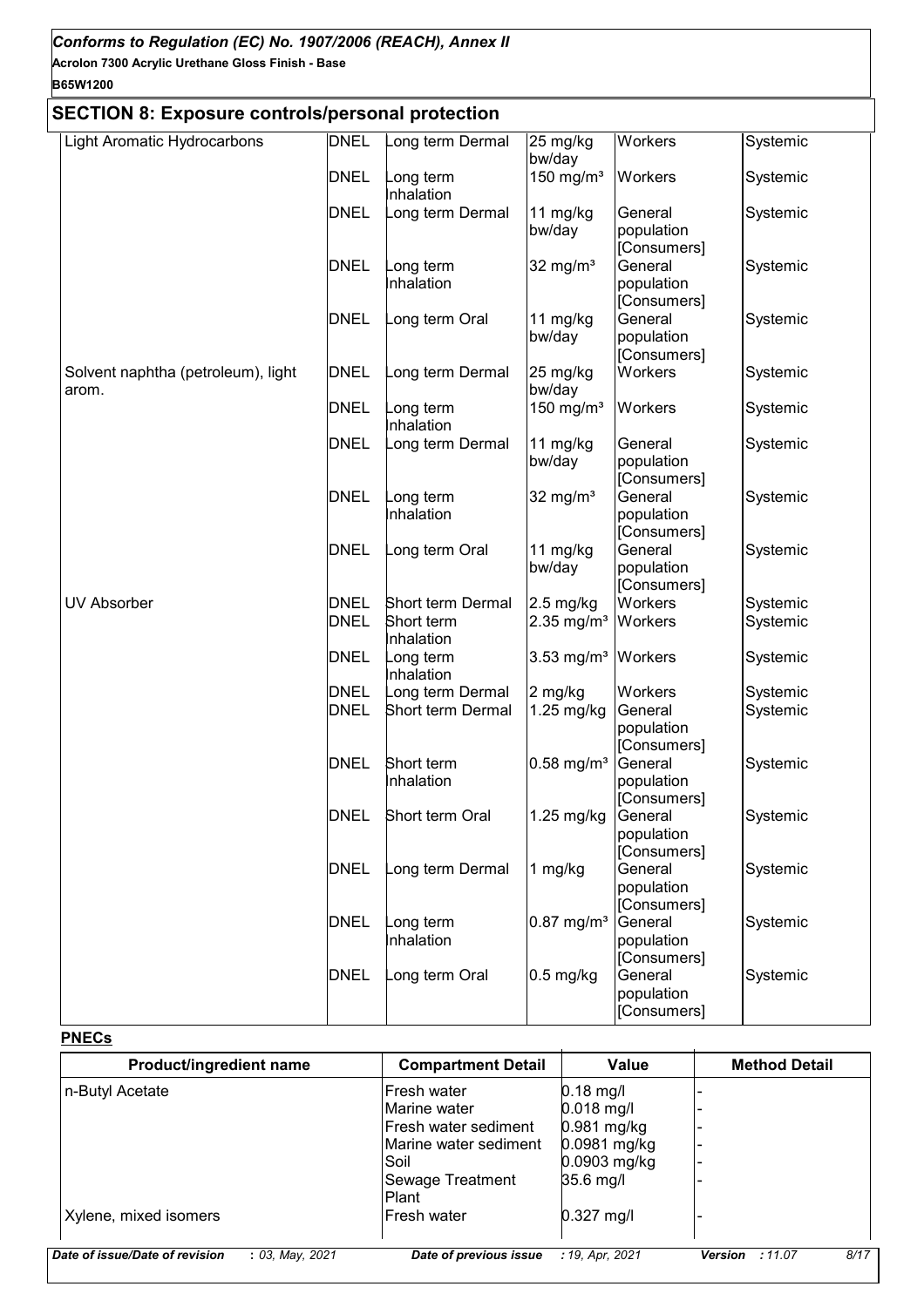## SECTION 8: Exposure controls/personal protection

| | | | | | |
|---|---|---|---|---|---|
| Light Aromatic Hydrocarbons | DNEL | Long term Dermal | 25 mg/kg bw/day | Workers | Systemic |
| | DNEL | Long term Inhalation | 150 mg/m³ | Workers | Systemic |
| | DNEL | Long term Dermal | 11 mg/kg bw/day | General population [Consumers] | Systemic |
| | DNEL | Long term Inhalation | 32 mg/m³ | General population [Consumers] | Systemic |
| | DNEL | Long term Oral | 11 mg/kg bw/day | General population [Consumers] | Systemic |
| Solvent naphtha (petroleum), light arom. | DNEL | Long term Dermal | 25 mg/kg bw/day | Workers | Systemic |
| | DNEL | Long term Inhalation | 150 mg/m³ | Workers | Systemic |
| | DNEL | Long term Dermal | 11 mg/kg bw/day | General population [Consumers] | Systemic |
| | DNEL | Long term Inhalation | 32 mg/m³ | General population [Consumers] | Systemic |
| | DNEL | Long term Oral | 11 mg/kg bw/day | General population [Consumers] | Systemic |
| UV Absorber | DNEL | Short term Dermal | 2.5 mg/kg | Workers | Systemic |
| | DNEL | Short term Inhalation | 2.35 mg/m³ | Workers | Systemic |
| | DNEL | Long term Inhalation | 3.53 mg/m³ | Workers | Systemic |
| | DNEL | Long term Dermal | 2 mg/kg | Workers | Systemic |
| | DNEL | Short term Dermal | 1.25 mg/kg | General population [Consumers] | Systemic |
| | DNEL | Short term Inhalation | 0.58 mg/m³ | General population [Consumers] | Systemic |
| | DNEL | Short term Oral | 1.25 mg/kg | General population [Consumers] | Systemic |
| | DNEL | Long term Dermal | 1 mg/kg | General population [Consumers] | Systemic |
| | DNEL | Long term Inhalation | 0.87 mg/m³ | General population [Consumers] | Systemic |
| | DNEL | Long term Oral | 0.5 mg/kg | General population [Consumers] | Systemic |

**PNECs**

| Product/ingredient name | Compartment Detail | Value | Method Detail |
|---|---|---|---|
| n-Butyl Acetate | Fresh water | 0.18 mg/l | - |
| | Marine water | 0.018 mg/l | - |
| | Fresh water sediment | 0.981 mg/kg | - |
| | Marine water sediment | 0.0981 mg/kg | - |
| | Soil | 0.0903 mg/kg | - |
| | Sewage Treatment Plant | 35.6 mg/l | - |
| Xylene, mixed isomers | Fresh water | 0.327 mg/l | - |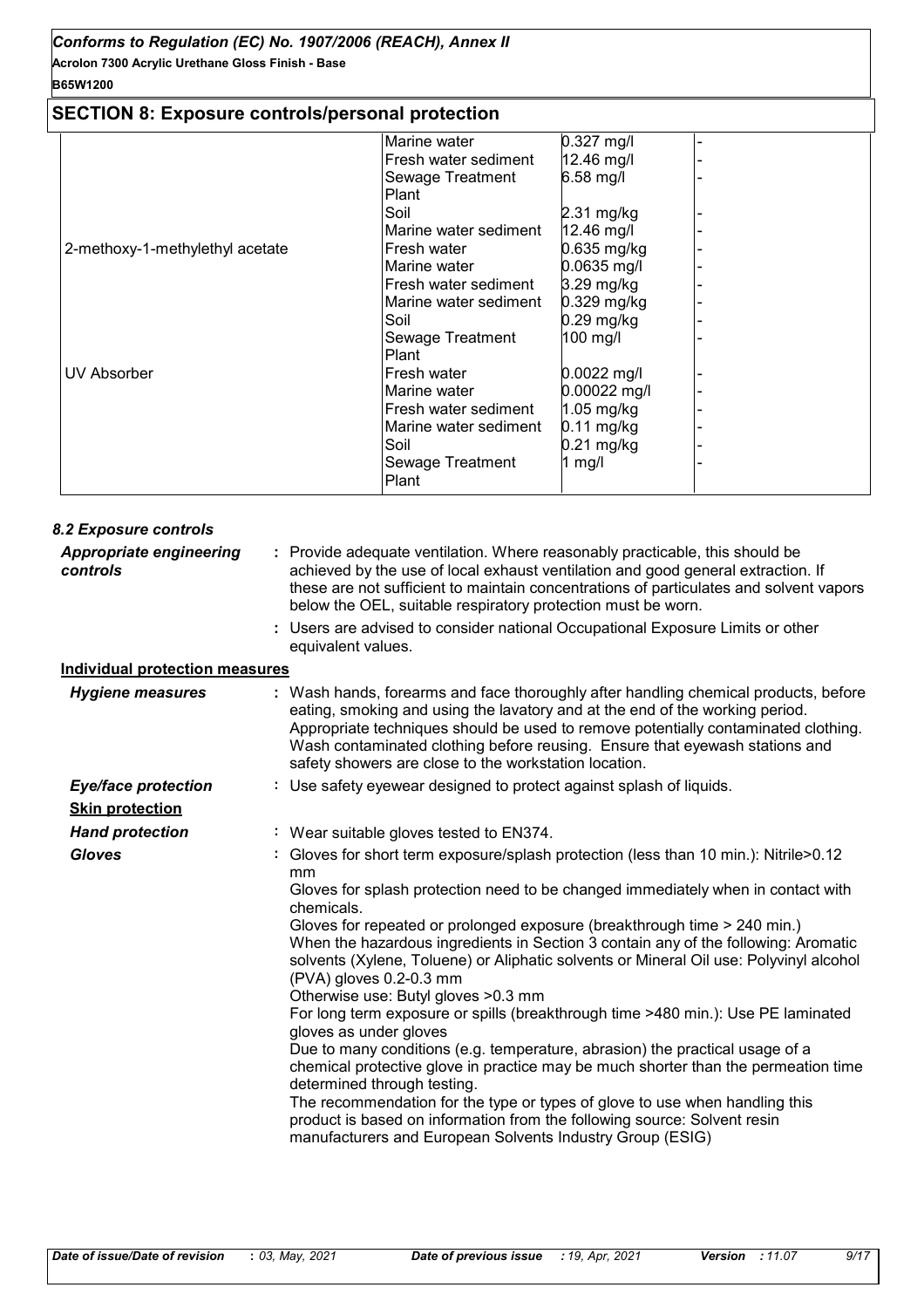## SECTION 8: Exposure controls/personal protection

| | | | |
|---|---|---|---|
| | Marine water | 0.327 mg/l | - |
| | Fresh water sediment | 12.46 mg/l | - |
| | Sewage Treatment Plant | 6.58 mg/l | - |
| | Soil | 2.31 mg/kg | - |
| | Marine water sediment | 12.46 mg/l | - |
| 2-methoxy-1-methylethyl acetate | Fresh water | 0.635 mg/kg | - |
| | Marine water | 0.0635 mg/l | - |
| | Fresh water sediment | 3.29 mg/kg | - |
| | Marine water sediment | 0.329 mg/kg | - |
| | Soil | 0.29 mg/kg | - |
| | Sewage Treatment Plant | 100 mg/l | - |
| UV Absorber | Fresh water | 0.0022 mg/l | - |
| | Marine water | 0.00022 mg/l | - |
| | Fresh water sediment | 1.05 mg/kg | - |
| | Marine water sediment | 0.11 mg/kg | - |
| | Soil | 0.21 mg/kg | - |
| | Sewage Treatment Plant | 1 mg/l | - |

### 8.2 Exposure controls

***Appropriate engineering controls*** : Provide adequate ventilation. Where reasonably practicable, this should be achieved by the use of local exhaust ventilation and good general extraction. If these are not sufficient to maintain concentrations of particulates and solvent vapors below the OEL, suitable respiratory protection must be worn.

: Users are advised to consider national Occupational Exposure Limits or other equivalent values.

**Individual protection measures**

***Hygiene measures*** : Wash hands, forearms and face thoroughly after handling chemical products, before eating, smoking and using the lavatory and at the end of the working period. Appropriate techniques should be used to remove potentially contaminated clothing. Wash contaminated clothing before reusing. Ensure that eyewash stations and safety showers are close to the workstation location.

***Eye/face protection*** : Use safety eyewear designed to protect against splash of liquids.

**Skin protection**

***Hand protection*** : Wear suitable gloves tested to EN374.

***Gloves*** : Gloves for short term exposure/splash protection (less than 10 min.): Nitrile>0.12 mm
Gloves for splash protection need to be changed immediately when in contact with chemicals.
Gloves for repeated or prolonged exposure (breakthrough time > 240 min.)
When the hazardous ingredients in Section 3 contain any of the following: Aromatic solvents (Xylene, Toluene) or Aliphatic solvents or Mineral Oil use: Polyvinyl alcohol (PVA) gloves 0.2-0.3 mm
Otherwise use: Butyl gloves >0.3 mm
For long term exposure or spills (breakthrough time >480 min.): Use PE laminated gloves as under gloves
Due to many conditions (e.g. temperature, abrasion) the practical usage of a chemical protective glove in practice may be much shorter than the permeation time determined through testing.
The recommendation for the type or types of glove to use when handling this product is based on information from the following source: Solvent resin manufacturers and European Solvents Industry Group (ESIG)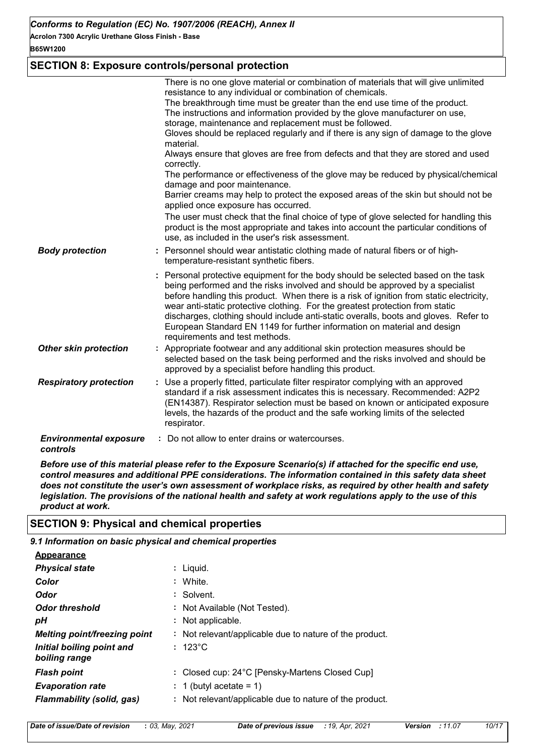## SECTION 8: Exposure controls/personal protection

There is no one glove material or combination of materials that will give unlimited resistance to any individual or combination of chemicals.
The breakthrough time must be greater than the end use time of the product.
The instructions and information provided by the glove manufacturer on use, storage, maintenance and replacement must be followed.
Gloves should be replaced regularly and if there is any sign of damage to the glove material.
Always ensure that gloves are free from defects and that they are stored and used correctly.
The performance or effectiveness of the glove may be reduced by physical/chemical damage and poor maintenance.
Barrier creams may help to protect the exposed areas of the skin but should not be applied once exposure has occurred.
The user must check that the final choice of type of glove selected for handling this product is the most appropriate and takes into account the particular conditions of use, as included in the user's risk assessment.

***Body protection*** : Personnel should wear antistatic clothing made of natural fibers or of high-temperature-resistant synthetic fibers.

: Personal protective equipment for the body should be selected based on the task being performed and the risks involved and should be approved by a specialist before handling this product. When there is a risk of ignition from static electricity, wear anti-static protective clothing. For the greatest protection from static discharges, clothing should include anti-static overalls, boots and gloves. Refer to European Standard EN 1149 for further information on material and design requirements and test methods.

***Other skin protection*** : Appropriate footwear and any additional skin protection measures should be selected based on the task being performed and the risks involved and should be approved by a specialist before handling this product.

***Respiratory protection*** : Use a properly fitted, particulate filter respirator complying with an approved standard if a risk assessment indicates this is necessary. Recommended: A2P2 (EN14387). Respirator selection must be based on known or anticipated exposure levels, the hazards of the product and the safe working limits of the selected respirator.

***Environmental exposure controls*** : Do not allow to enter drains or watercourses.

***Before use of this material please refer to the Exposure Scenario(s) if attached for the specific end use, control measures and additional PPE considerations. The information contained in this safety data sheet does not constitute the user's own assessment of workplace risks, as required by other health and safety legislation. The provisions of the national health and safety at work regulations apply to the use of this product at work.***

## SECTION 9: Physical and chemical properties

### *9.1 Information on basic physical and chemical properties*

**Appearance**

| | |
|---|---|
| ***Physical state*** | : Liquid. |
| ***Color*** | : White. |
| ***Odor*** | : Solvent. |
| ***Odor threshold*** | : Not Available (Not Tested). |
| ***pH*** | : Not applicable. |
| ***Melting point/freezing point*** | : Not relevant/applicable due to nature of the product. |
| ***Initial boiling point and boiling range*** | : 123°C |
| ***Flash point*** | : Closed cup: 24°C [Pensky-Martens Closed Cup] |
| ***Evaporation rate*** | : 1 (butyl acetate = 1) |
| ***Flammability (solid, gas)*** | : Not relevant/applicable due to nature of the product. |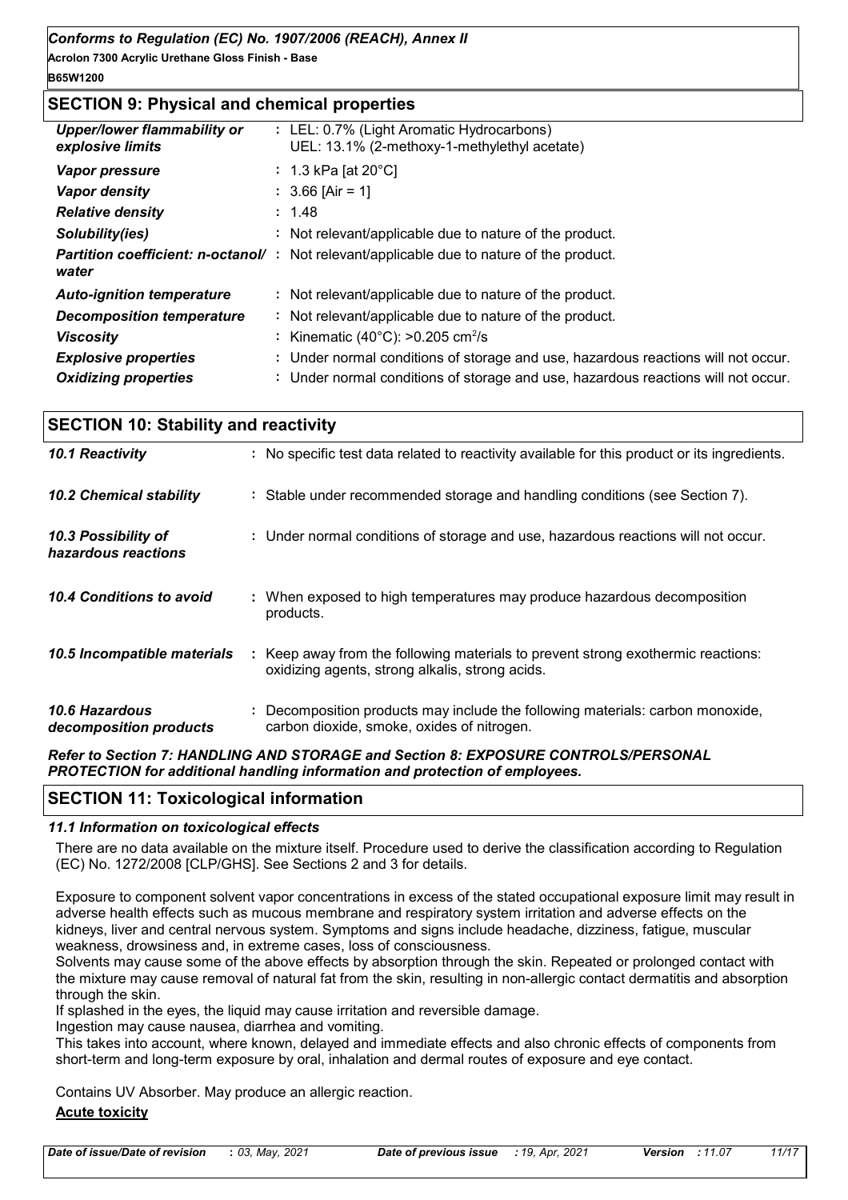## SECTION 9: Physical and chemical properties

| | |
|---|---|
| ***Upper/lower flammability or explosive limits*** | : LEL: 0.7% (Light Aromatic Hydrocarbons)<br>UEL: 13.1% (2-methoxy-1-methylethyl acetate) |
| ***Vapor pressure*** | : 1.3 kPa [at 20°C] |
| ***Vapor density*** | : 3.66 [Air = 1] |
| ***Relative density*** | : 1.48 |
| ***Solubility(ies)*** | : Not relevant/applicable due to nature of the product. |
| ***Partition coefficient: n-octanol/ water*** | : Not relevant/applicable due to nature of the product. |
| ***Auto-ignition temperature*** | : Not relevant/applicable due to nature of the product. |
| ***Decomposition temperature*** | : Not relevant/applicable due to nature of the product. |
| ***Viscosity*** | : Kinematic (40°C): >0.205 $cm^2/s$ |
| ***Explosive properties*** | : Under normal conditions of storage and use, hazardous reactions will not occur. |
| ***Oxidizing properties*** | : Under normal conditions of storage and use, hazardous reactions will not occur. |

## SECTION 10: Stability and reactivity

| | |
|---|---|
| ***10.1 Reactivity*** | : No specific test data related to reactivity available for this product or its ingredients. |
| ***10.2 Chemical stability*** | : Stable under recommended storage and handling conditions (see Section 7). |
| ***10.3 Possibility of hazardous reactions*** | : Under normal conditions of storage and use, hazardous reactions will not occur. |
| ***10.4 Conditions to avoid*** | : When exposed to high temperatures may produce hazardous decomposition products. |
| ***10.5 Incompatible materials*** | : Keep away from the following materials to prevent strong exothermic reactions: oxidizing agents, strong alkalis, strong acids. |
| ***10.6 Hazardous decomposition products*** | : Decomposition products may include the following materials: carbon monoxide, carbon dioxide, smoke, oxides of nitrogen. |

***Refer to Section 7: HANDLING AND STORAGE and Section 8: EXPOSURE CONTROLS/PERSONAL PROTECTION for additional handling information and protection of employees.***

## SECTION 11: Toxicological information

### *11.1 Information on toxicological effects*

There are no data available on the mixture itself. Procedure used to derive the classification according to Regulation (EC) No. 1272/2008 [CLP/GHS]. See Sections 2 and 3 for details.

Exposure to component solvent vapor concentrations in excess of the stated occupational exposure limit may result in adverse health effects such as mucous membrane and respiratory system irritation and adverse effects on the kidneys, liver and central nervous system. Symptoms and signs include headache, dizziness, fatigue, muscular weakness, drowsiness and, in extreme cases, loss of consciousness.
Solvents may cause some of the above effects by absorption through the skin. Repeated or prolonged contact with the mixture may cause removal of natural fat from the skin, resulting in non-allergic contact dermatitis and absorption through the skin.
If splashed in the eyes, the liquid may cause irritation and reversible damage.
Ingestion may cause nausea, diarrhea and vomiting.
This takes into account, where known, delayed and immediate effects and also chronic effects of components from short-term and long-term exposure by oral, inhalation and dermal routes of exposure and eye contact.

Contains UV Absorber. May produce an allergic reaction.

**Acute toxicity**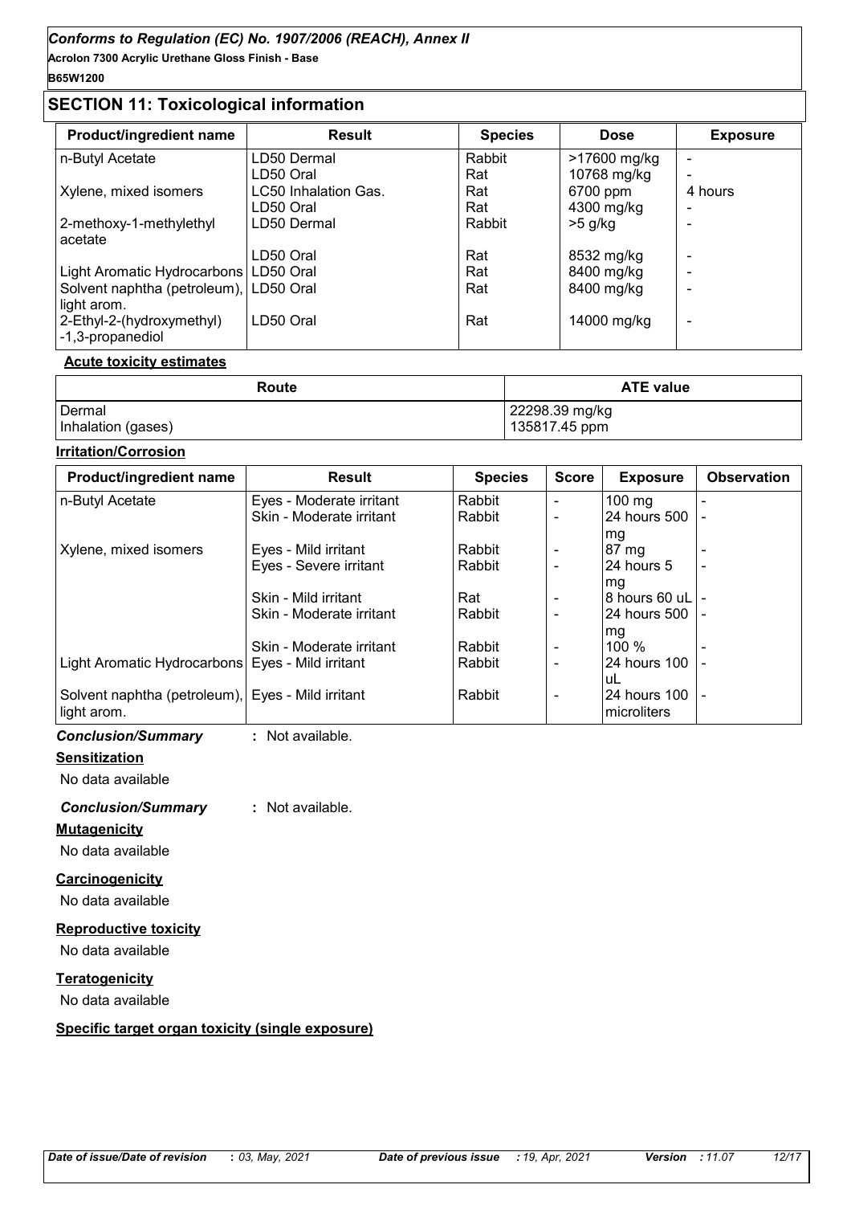## SECTION 11: Toxicological information

| Product/ingredient name | Result | Species | Dose | Exposure |
|---|---|---|---|---|
| n-Butyl Acetate | LD50 Dermal | Rabbit | >17600 mg/kg | - |
| | LD50 Oral | Rat | 10768 mg/kg | - |
| Xylene, mixed isomers | LC50 Inhalation Gas. | Rat | 6700 ppm | 4 hours |
| | LD50 Oral | Rat | 4300 mg/kg | - |
| 2-methoxy-1-methylethyl acetate | LD50 Dermal | Rabbit | >5 g/kg | - |
| | LD50 Oral | Rat | 8532 mg/kg | - |
| Light Aromatic Hydrocarbons | LD50 Oral | Rat | 8400 mg/kg | - |
| Solvent naphtha (petroleum), light arom. | LD50 Oral | Rat | 8400 mg/kg | - |
| 2-Ethyl-2-(hydroxymethyl) -1,3-propanediol | LD50 Oral | Rat | 14000 mg/kg | - |

**Acute toxicity estimates**

| Route | ATE value |
|---|---|
| Dermal | 22298.39 mg/kg |
| Inhalation (gases) | 135817.45 ppm |

**Irritation/Corrosion**

| Product/ingredient name | Result | Species | Score | Exposure | Observation |
|---|---|---|---|---|---|
| n-Butyl Acetate | Eyes - Moderate irritant | Rabbit | - | 100 mg | - |
| | Skin - Moderate irritant | Rabbit | - | 24 hours 500 mg | - |
| Xylene, mixed isomers | Eyes - Mild irritant | Rabbit | - | 87 mg | - |
| | Eyes - Severe irritant | Rabbit | - | 24 hours 5 mg | - |
| | Skin - Mild irritant | Rat | - | 8 hours 60 uL | - |
| | Skin - Moderate irritant | Rabbit | - | 24 hours 500 mg | - |
| | Skin - Moderate irritant | Rabbit | - | 100 % | - |
| Light Aromatic Hydrocarbons | Eyes - Mild irritant | Rabbit | - | 24 hours 100 uL | - |
| Solvent naphtha (petroleum), light arom. | Eyes - Mild irritant | Rabbit | - | 24 hours 100 microliters | - |

*Conclusion/Summary* : Not available.

**Sensitization**

No data available

*Conclusion/Summary* : Not available.

**Mutagenicity**

No data available

**Carcinogenicity**

No data available

**Reproductive toxicity**

No data available

**Teratogenicity**

No data available

**Specific target organ toxicity (single exposure)**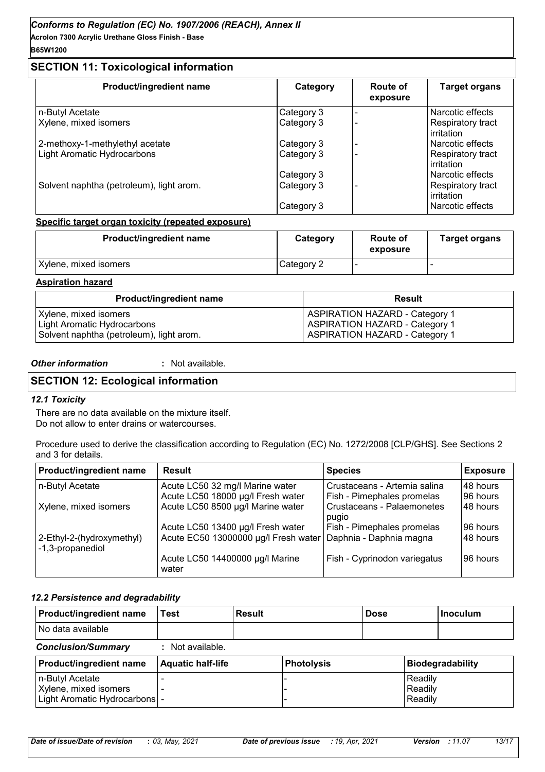## SECTION 11: Toxicological information

| Product/ingredient name | Category | Route of exposure | Target organs |
|---|---|---|---|
| n-Butyl Acetate | Category 3 | - | Narcotic effects |
| Xylene, mixed isomers | Category 3 | - | Respiratory tract irritation |
| 2-methoxy-1-methylethyl acetate | Category 3 | - | Narcotic effects |
| Light Aromatic Hydrocarbons | Category 3 | - | Respiratory tract irritation |
| | Category 3 | | Narcotic effects |
| Solvent naphtha (petroleum), light arom. | Category 3 | - | Respiratory tract irritation |
| | Category 3 | | Narcotic effects |

**Specific target organ toxicity (repeated exposure)**

| Product/ingredient name | Category | Route of exposure | Target organs |
|---|---|---|---|
| Xylene, mixed isomers | Category 2 | - | - |

**Aspiration hazard**

| Product/ingredient name | Result |
|---|---|
| Xylene, mixed isomers | ASPIRATION HAZARD - Category 1 |
| Light Aromatic Hydrocarbons | ASPIRATION HAZARD - Category 1 |
| Solvent naphtha (petroleum), light arom. | ASPIRATION HAZARD - Category 1 |

***Other information*** : Not available.

## SECTION 12: Ecological information

### *12.1 Toxicity*

There are no data available on the mixture itself.
Do not allow to enter drains or watercourses.

Procedure used to derive the classification according to Regulation (EC) No. 1272/2008 [CLP/GHS]. See Sections 2 and 3 for details.

| Product/ingredient name | Result | Species | Exposure |
|---|---|---|---|
| n-Butyl Acetate | Acute LC50 32 mg/l Marine water | Crustaceans - Artemia salina | 48 hours |
| | Acute LC50 18000 µg/l Fresh water | Fish - Pimephales promelas | 96 hours |
| Xylene, mixed isomers | Acute LC50 8500 µg/l Marine water | Crustaceans - Palaemonetes pugio | 48 hours |
| | Acute LC50 13400 µg/l Fresh water | Fish - Pimephales promelas | 96 hours |
| 2-Ethyl-2-(hydroxymethyl) -1,3-propanediol | Acute EC50 13000000 µg/l Fresh water | Daphnia - Daphnia magna | 48 hours |
| | Acute LC50 14400000 µg/l Marine water | Fish - Cyprinodon variegatus | 96 hours |

### *12.2 Persistence and degradability*

| Product/ingredient name | Test | Result | Dose | Inoculum |
|---|---|---|---|---|
| No data available | | | | |

***Conclusion/Summary*** : Not available.

| Product/ingredient name | Aquatic half-life | Photolysis | Biodegradability |
|---|---|---|---|
| n-Butyl Acetate | - | - | Readily |
| Xylene, mixed isomers | - | - | Readily |
| Light Aromatic Hydrocarbons | - | - | Readily |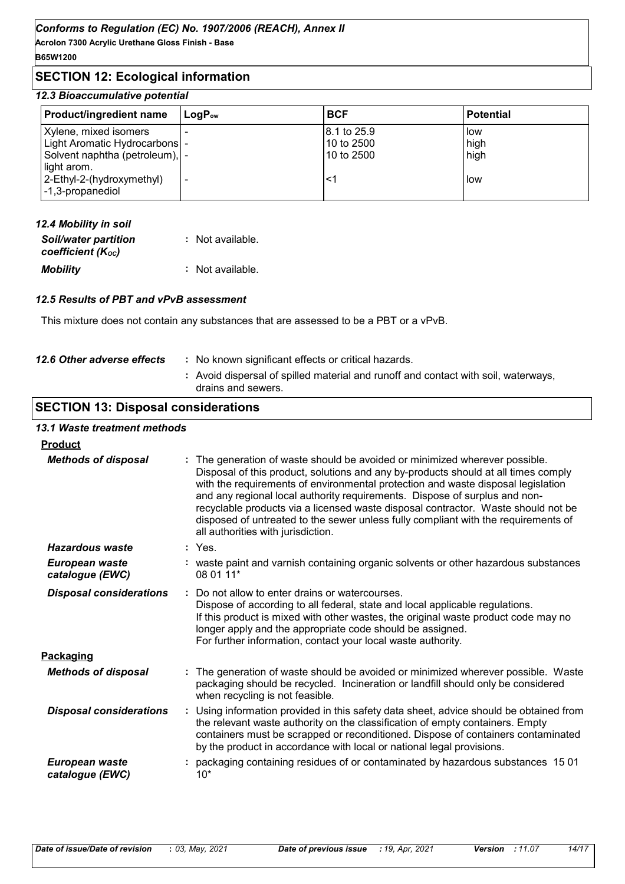## SECTION 12: Ecological information

### 12.3 Bioaccumulative potential

| Product/ingredient name | $LogP_{ow}$ | BCF | Potential |
|---|---|---|---|
| Xylene, mixed isomers | - | 8.1 to 25.9 | low |
| Light Aromatic Hydrocarbons | - | 10 to 2500 | high |
| Solvent naphtha (petroleum), light arom. | - | 10 to 2500 | high |
| 2-Ethyl-2-(hydroxymethyl) -1,3-propanediol | - | <1 | low |

### 12.4 Mobility in soil

***Soil/water partition coefficient ($K_{OC}$)*** : Not available.

***Mobility*** : Not available.

### 12.5 Results of PBT and vPvB assessment

This mixture does not contain any substances that are assessed to be a PBT or a vPvB.

***12.6 Other adverse effects*** : No known significant effects or critical hazards.

: Avoid dispersal of spilled material and runoff and contact with soil, waterways, drains and sewers.

## SECTION 13: Disposal considerations

### 13.1 Waste treatment methods

**Product**

***Methods of disposal*** : The generation of waste should be avoided or minimized wherever possible. Disposal of this product, solutions and any by-products should at all times comply with the requirements of environmental protection and waste disposal legislation and any regional local authority requirements. Dispose of surplus and non-recyclable products via a licensed waste disposal contractor. Waste should not be disposed of untreated to the sewer unless fully compliant with the requirements of all authorities with jurisdiction.

***Hazardous waste*** : Yes.

***European waste catalogue (EWC)*** : waste paint and varnish containing organic solvents or other hazardous substances 08 01 11*

***Disposal considerations*** : Do not allow to enter drains or watercourses.
Dispose of according to all federal, state and local applicable regulations.
If this product is mixed with other wastes, the original waste product code may no longer apply and the appropriate code should be assigned.
For further information, contact your local waste authority.

**Packaging**

***Methods of disposal*** : The generation of waste should be avoided or minimized wherever possible. Waste packaging should be recycled. Incineration or landfill should only be considered when recycling is not feasible.

***Disposal considerations*** : Using information provided in this safety data sheet, advice should be obtained from the relevant waste authority on the classification of empty containers. Empty containers must be scrapped or reconditioned. Dispose of containers contaminated by the product in accordance with local or national legal provisions.

***European waste catalogue (EWC)*** : packaging containing residues of or contaminated by hazardous substances 15 01 10*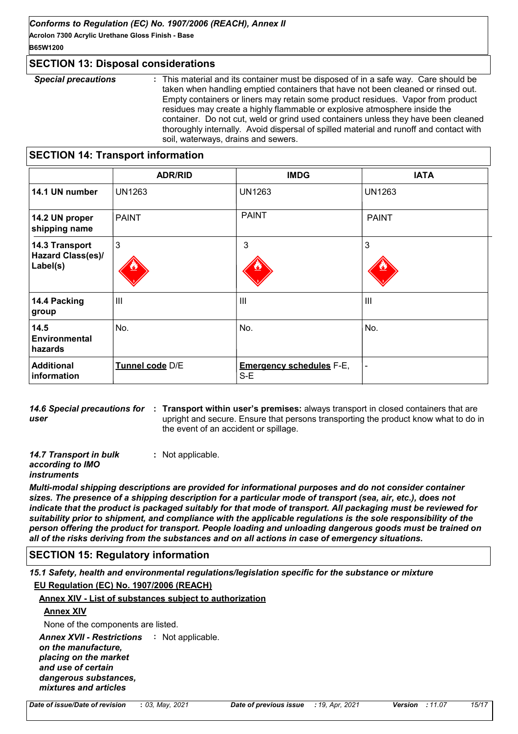## SECTION 13: Disposal considerations

***Special precautions*** : This material and its container must be disposed of in a safe way. Care should be taken when handling emptied containers that have not been cleaned or rinsed out. Empty containers or liners may retain some product residues. Vapor from product residues may create a highly flammable or explosive atmosphere inside the container. Do not cut, weld or grind used containers unless they have been cleaned thoroughly internally. Avoid dispersal of spilled material and runoff and contact with soil, waterways, drains and sewers.

## SECTION 14: Transport information

| | ADR/RID | IMDG | IATA |
|---|---|---|---|
| **14.1 UN number** | UN1263 | UN1263 | UN1263 |
| **14.2 UN proper shipping name** | PAINT | PAINT | PAINT |
| **14.3 Transport Hazard Class(es)/ Label(s)** | 3 | 3 | 3 |
| **14.4 Packing group** | III | III | III |
| **14.5 Environmental hazards** | No. | No. | No. |
| **Additional information** | **Tunnel code** D/E | **Emergency schedules** F-E, S-E | - |

***14.6 Special precautions for user*** : **Transport within user's premises:** always transport in closed containers that are upright and secure. Ensure that persons transporting the product know what to do in the event of an accident or spillage.

***14.7 Transport in bulk according to IMO instruments*** : Not applicable.

***Multi-modal shipping descriptions are provided for informational purposes and do not consider container sizes. The presence of a shipping description for a particular mode of transport (sea, air, etc.), does not indicate that the product is packaged suitably for that mode of transport. All packaging must be reviewed for suitability prior to shipment, and compliance with the applicable regulations is the sole responsibility of the person offering the product for transport. People loading and unloading dangerous goods must be trained on all of the risks deriving from the substances and on all actions in case of emergency situations.***

## SECTION 15: Regulatory information

***15.1 Safety, health and environmental regulations/legislation specific for the substance or mixture***

**EU Regulation (EC) No. 1907/2006 (REACH)**

**Annex XIV - List of substances subject to authorization**

**Annex XIV**

None of the components are listed.

***Annex XVII - Restrictions on the manufacture, placing on the market and use of certain dangerous substances, mixtures and articles*** : Not applicable.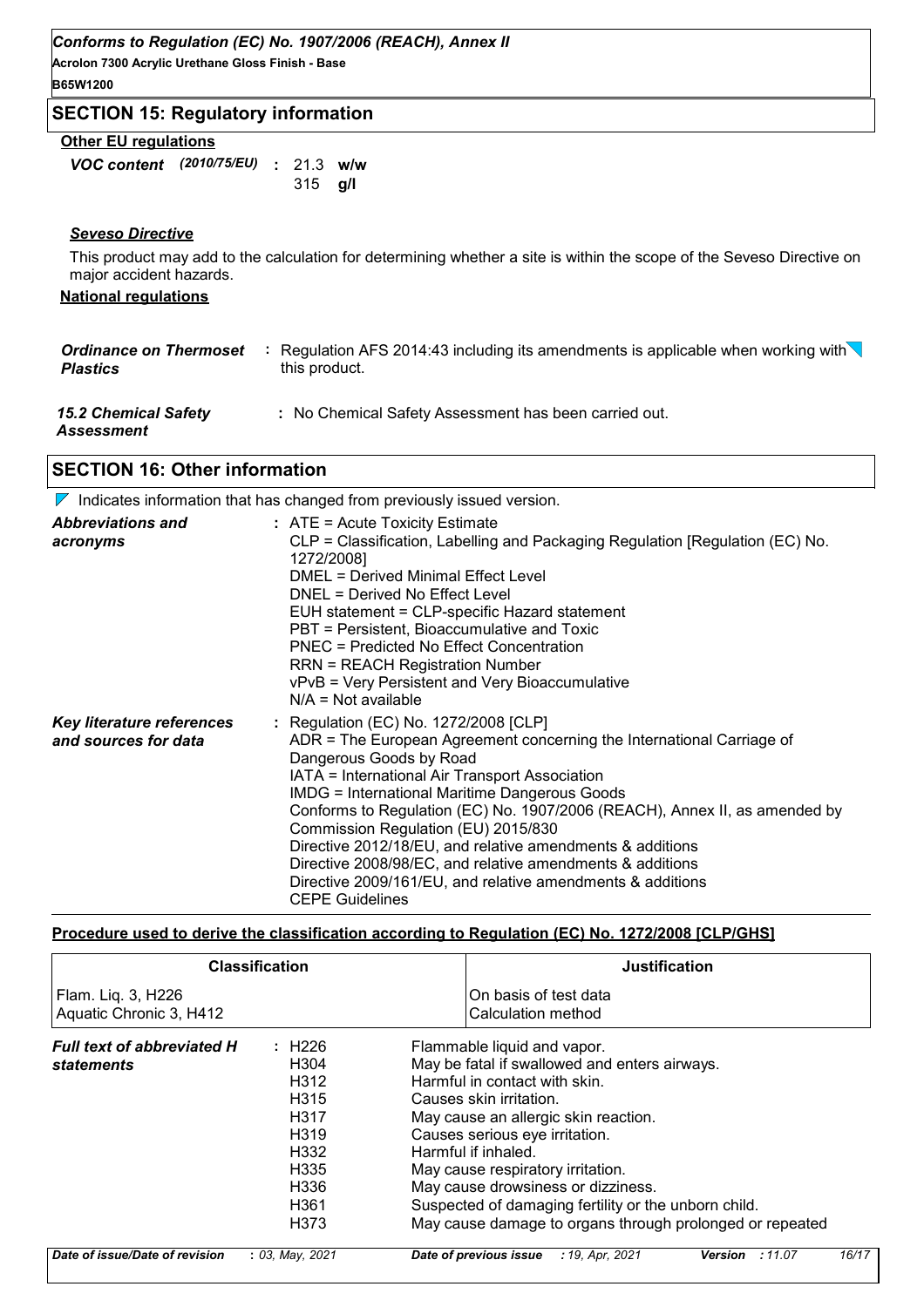## SECTION 15: Regulatory information

**Other EU regulations**

***VOC content*** *(2010/75/EU)* **:** 21.3 **w/w**
315 **g/l**

***Seveso Directive***

This product may add to the calculation for determining whether a site is within the scope of the Seveso Directive on major accident hazards.

**National regulations**

***Ordinance on Thermoset Plastics*** **:** Regulation AFS 2014:43 including its amendments is applicable when working with this product.

***15.2 Chemical Safety Assessment*** **:** No Chemical Safety Assessment has been carried out.

## SECTION 16: Other information

Indicates information that has changed from previously issued version.

***Abbreviations and acronyms*** **:**
ATE = Acute Toxicity Estimate
CLP = Classification, Labelling and Packaging Regulation [Regulation (EC) No. 1272/2008]
DMEL = Derived Minimal Effect Level
DNEL = Derived No Effect Level
EUH statement = CLP-specific Hazard statement
PBT = Persistent, Bioaccumulative and Toxic
PNEC = Predicted No Effect Concentration
RRN = REACH Registration Number
vPvB = Very Persistent and Very Bioaccumulative
N/A = Not available

***Key literature references and sources for data*** **:**
Regulation (EC) No. 1272/2008 [CLP]
ADR = The European Agreement concerning the International Carriage of Dangerous Goods by Road
IATA = International Air Transport Association
IMDG = International Maritime Dangerous Goods
Conforms to Regulation (EC) No. 1907/2006 (REACH), Annex II, as amended by Commission Regulation (EU) 2015/830
Directive 2012/18/EU, and relative amendments & additions
Directive 2008/98/EC, and relative amendments & additions
Directive 2009/161/EU, and relative amendments & additions
CEPE Guidelines

**Procedure used to derive the classification according to Regulation (EC) No. 1272/2008 [CLP/GHS]**

| Classification | Justification |
| --- | --- |
| Flam. Liq. 3, H226<br>Aquatic Chronic 3, H412 | On basis of test data<br>Calculation method |

***Full text of abbreviated H statements*** **:**

| | |
| --- | --- |
| H226 | Flammable liquid and vapor. |
| H304 | May be fatal if swallowed and enters airways. |
| H312 | Harmful in contact with skin. |
| H315 | Causes skin irritation. |
| H317 | May cause an allergic skin reaction. |
| H319 | Causes serious eye irritation. |
| H332 | Harmful if inhaled. |
| H335 | May cause respiratory irritation. |
| H336 | May cause drowsiness or dizziness. |
| H361 | Suspected of damaging fertility or the unborn child. |
| H373 | May cause damage to organs through prolonged or repeated |

***Date of issue/Date of revision*** **:** *03, May, 2021* ***Date of previous issue*** *: 19, Apr, 2021* ***Version*** *: 11.07*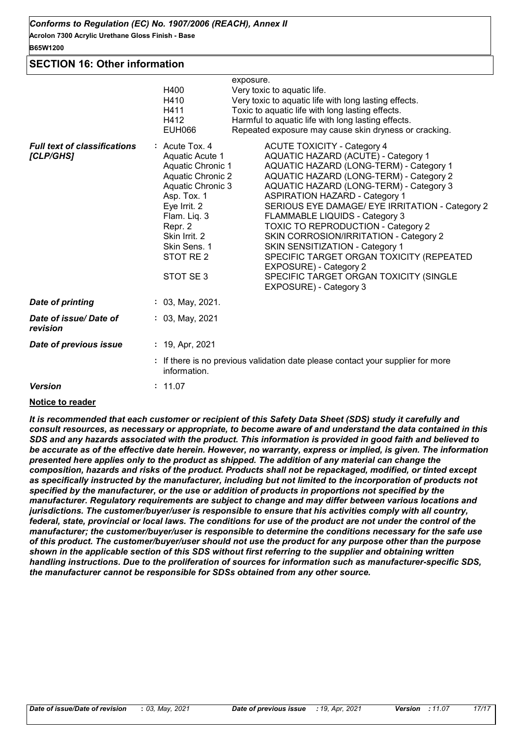## SECTION 16: Other information

| | | |
|---|---|---|
| | | exposure. |
| | H400 | Very toxic to aquatic life. |
| | H410 | Very toxic to aquatic life with long lasting effects. |
| | H411 | Toxic to aquatic life with long lasting effects. |
| | H412 | Harmful to aquatic life with long lasting effects. |
| | EUH066 | Repeated exposure may cause skin dryness or cracking. |
| ***Full text of classifications [CLP/GHS]*** | : Acute Tox. 4 | ACUTE TOXICITY - Category 4 |
| | Aquatic Acute 1 | AQUATIC HAZARD (ACUTE) - Category 1 |
| | Aquatic Chronic 1 | AQUATIC HAZARD (LONG-TERM) - Category 1 |
| | Aquatic Chronic 2 | AQUATIC HAZARD (LONG-TERM) - Category 2 |
| | Aquatic Chronic 3 | AQUATIC HAZARD (LONG-TERM) - Category 3 |
| | Asp. Tox. 1 | ASPIRATION HAZARD - Category 1 |
| | Eye Irrit. 2 | SERIOUS EYE DAMAGE/ EYE IRRITATION - Category 2 |
| | Flam. Liq. 3 | FLAMMABLE LIQUIDS - Category 3 |
| | Repr. 2 | TOXIC TO REPRODUCTION - Category 2 |
| | Skin Irrit. 2 | SKIN CORROSION/IRRITATION - Category 2 |
| | Skin Sens. 1 | SKIN SENSITIZATION - Category 1 |
| | STOT RE 2 | SPECIFIC TARGET ORGAN TOXICITY (REPEATED EXPOSURE) - Category 2 |
| | STOT SE 3 | SPECIFIC TARGET ORGAN TOXICITY (SINGLE EXPOSURE) - Category 3 |

***Date of printing*** : 03, May, 2021.

***Date of issue/ Date of revision*** : 03, May, 2021

***Date of previous issue*** : 19, Apr, 2021

: If there is no previous validation date please contact your supplier for more information.

***Version*** : 11.07

**Notice to reader**

***It is recommended that each customer or recipient of this Safety Data Sheet (SDS) study it carefully and consult resources, as necessary or appropriate, to become aware of and understand the data contained in this SDS and any hazards associated with the product. This information is provided in good faith and believed to be accurate as of the effective date herein. However, no warranty, express or implied, is given. The information presented here applies only to the product as shipped. The addition of any material can change the composition, hazards and risks of the product. Products shall not be repackaged, modified, or tinted except as specifically instructed by the manufacturer, including but not limited to the incorporation of products not specified by the manufacturer, or the use or addition of products in proportions not specified by the manufacturer. Regulatory requirements are subject to change and may differ between various locations and jurisdictions. The customer/buyer/user is responsible to ensure that his activities comply with all country, federal, state, provincial or local laws. The conditions for use of the product are not under the control of the manufacturer; the customer/buyer/user is responsible to determine the conditions necessary for the safe use of this product. The customer/buyer/user should not use the product for any purpose other than the purpose shown in the applicable section of this SDS without first referring to the supplier and obtaining written handling instructions. Due to the proliferation of sources for information such as manufacturer-specific SDS, the manufacturer cannot be responsible for SDSs obtained from any other source.***